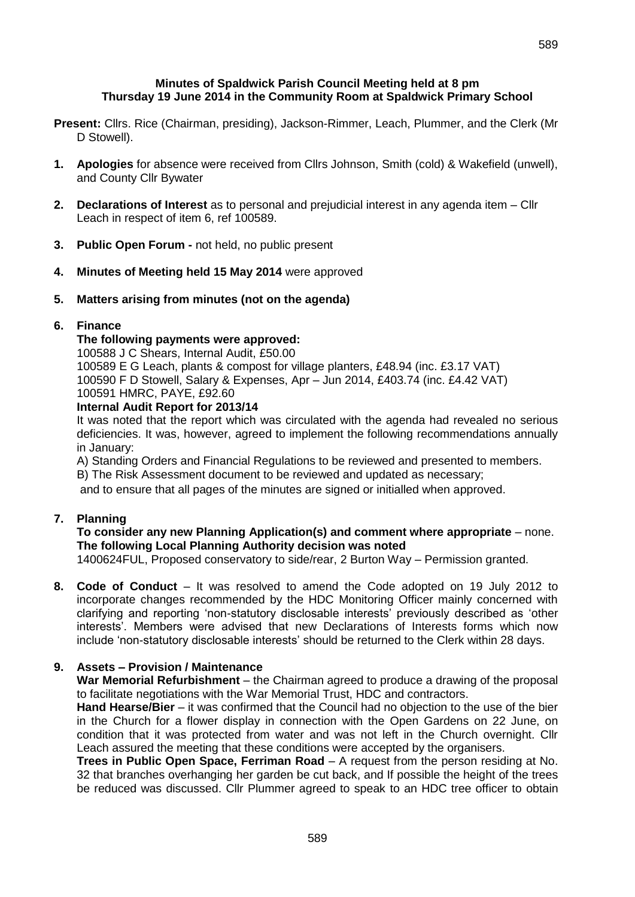**Minutes of Spaldwick Parish Council Meeting held at 8 pm**
**Thursday 19 June 2014 in the Community Room at Spaldwick Primary School**

**Present:** Cllrs. Rice (Chairman, presiding), Jackson-Rimmer, Leach, Plummer, and the Clerk (Mr D Stowell).

1. **Apologies** for absence were received from Cllrs Johnson, Smith (cold) & Wakefield (unwell), and County Cllr Bywater

2. **Declarations of Interest** as to personal and prejudicial interest in any agenda item – Cllr Leach in respect of item 6, ref 100589.

3. **Public Open Forum -** not held, no public present

4. **Minutes of Meeting held 15 May 2014** were approved

5. **Matters arising from minutes (not on the agenda)**

6. **Finance**

   **The following payments were approved:**
   100588 J C Shears, Internal Audit, £50.00
   100589 E G Leach, plants & compost for village planters, £48.94 (inc. £3.17 VAT)
   100590 F D Stowell, Salary & Expenses, Apr – Jun 2014, £403.74 (inc. £4.42 VAT)
   100591 HMRC, PAYE, £92.60

   **Internal Audit Report for 2013/14**

   It was noted that the report which was circulated with the agenda had revealed no serious deficiencies. It was, however, agreed to implement the following recommendations annually in January:

   A) Standing Orders and Financial Regulations to be reviewed and presented to members.
   B) The Risk Assessment document to be reviewed and updated as necessary;
   and to ensure that all pages of the minutes are signed or initialled when approved.

7. **Planning**

   **To consider any new Planning Application(s) and comment where appropriate** – none.
   **The following Local Planning Authority decision was noted**
   1400624FUL, Proposed conservatory to side/rear, 2 Burton Way – Permission granted.

8. **Code of Conduct** – It was resolved to amend the Code adopted on 19 July 2012 to incorporate changes recommended by the HDC Monitoring Officer mainly concerned with clarifying and reporting 'non-statutory disclosable interests' previously described as 'other interests'. Members were advised that new Declarations of Interests forms which now include 'non-statutory disclosable interests' should be returned to the Clerk within 28 days.

9. **Assets – Provision / Maintenance**

   **War Memorial Refurbishment** – the Chairman agreed to produce a drawing of the proposal to facilitate negotiations with the War Memorial Trust, HDC and contractors.

   **Hand Hearse/Bier** – it was confirmed that the Council had no objection to the use of the bier in the Church for a flower display in connection with the Open Gardens on 22 June, on condition that it was protected from water and was not left in the Church overnight. Cllr Leach assured the meeting that these conditions were accepted by the organisers.

   **Trees in Public Open Space, Ferriman Road** – A request from the person residing at No. 32 that branches overhanging her garden be cut back, and If possible the height of the trees be reduced was discussed. Cllr Plummer agreed to speak to an HDC tree officer to obtain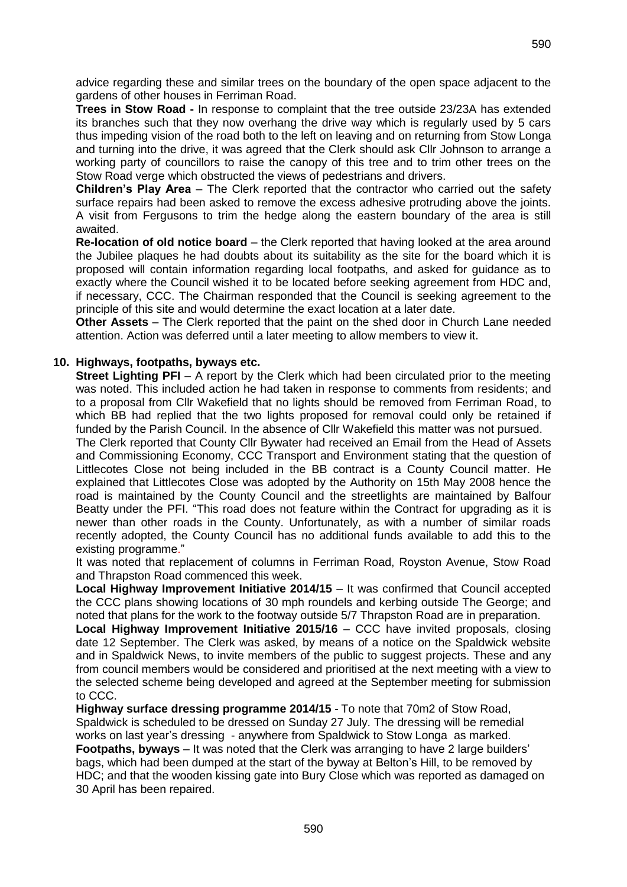advice regarding these and similar trees on the boundary of the open space adjacent to the gardens of other houses in Ferriman Road.

**Trees in Stow Road -** In response to complaint that the tree outside 23/23A has extended its branches such that they now overhang the drive way which is regularly used by 5 cars thus impeding vision of the road both to the left on leaving and on returning from Stow Longa and turning into the drive, it was agreed that the Clerk should ask Cllr Johnson to arrange a working party of councillors to raise the canopy of this tree and to trim other trees on the Stow Road verge which obstructed the views of pedestrians and drivers.

**Children's Play Area** – The Clerk reported that the contractor who carried out the safety surface repairs had been asked to remove the excess adhesive protruding above the joints. A visit from Fergusons to trim the hedge along the eastern boundary of the area is still awaited.

**Re-location of old notice board** – the Clerk reported that having looked at the area around the Jubilee plaques he had doubts about its suitability as the site for the board which it is proposed will contain information regarding local footpaths, and asked for guidance as to exactly where the Council wished it to be located before seeking agreement from HDC and, if necessary, CCC. The Chairman responded that the Council is seeking agreement to the principle of this site and would determine the exact location at a later date.

**Other Assets** – The Clerk reported that the paint on the shed door in Church Lane needed attention. Action was deferred until a later meeting to allow members to view it.

**10. Highways, footpaths, byways etc.**

**Street Lighting PFI** – A report by the Clerk which had been circulated prior to the meeting was noted. This included action he had taken in response to comments from residents; and to a proposal from Cllr Wakefield that no lights should be removed from Ferriman Road, to which BB had replied that the two lights proposed for removal could only be retained if funded by the Parish Council. In the absence of Cllr Wakefield this matter was not pursued.

The Clerk reported that County Cllr Bywater had received an Email from the Head of Assets and Commissioning Economy, CCC Transport and Environment stating that the question of Littlecotes Close not being included in the BB contract is a County Council matter. He explained that Littlecotes Close was adopted by the Authority on 15th May 2008 hence the road is maintained by the County Council and the streetlights are maintained by Balfour Beatty under the PFI. "This road does not feature within the Contract for upgrading as it is newer than other roads in the County. Unfortunately, as with a number of similar roads recently adopted, the County Council has no additional funds available to add this to the existing programme."

It was noted that replacement of columns in Ferriman Road, Royston Avenue, Stow Road and Thrapston Road commenced this week.

**Local Highway Improvement Initiative 2014/15** – It was confirmed that Council accepted the CCC plans showing locations of 30 mph roundels and kerbing outside The George; and noted that plans for the work to the footway outside 5/7 Thrapston Road are in preparation.

**Local Highway Improvement Initiative 2015/16** – CCC have invited proposals, closing date 12 September. The Clerk was asked, by means of a notice on the Spaldwick website and in Spaldwick News, to invite members of the public to suggest projects. These and any from council members would be considered and prioritised at the next meeting with a view to the selected scheme being developed and agreed at the September meeting for submission to CCC.

**Highway surface dressing programme 2014/15** - To note that 70m2 of Stow Road, Spaldwick is scheduled to be dressed on Sunday 27 July. The dressing will be remedial works on last year's dressing - anywhere from Spaldwick to Stow Longa as marked.

**Footpaths, byways** – It was noted that the Clerk was arranging to have 2 large builders' bags, which had been dumped at the start of the byway at Belton's Hill, to be removed by HDC; and that the wooden kissing gate into Bury Close which was reported as damaged on 30 April has been repaired.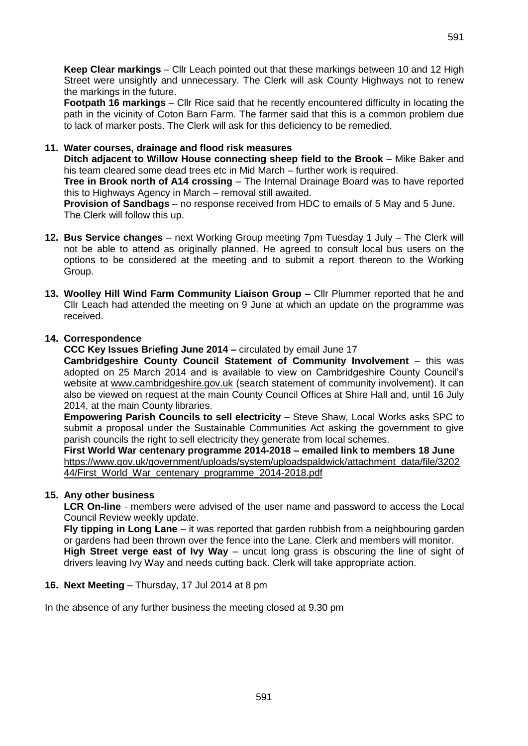**Keep Clear markings** – Cllr Leach pointed out that these markings between 10 and 12 High Street were unsightly and unnecessary. The Clerk will ask County Highways not to renew the markings in the future.

**Footpath 16 markings** – Cllr Rice said that he recently encountered difficulty in locating the path in the vicinity of Coton Barn Farm. The farmer said that this is a common problem due to lack of marker posts. The Clerk will ask for this deficiency to be remedied.

**11. Water courses, drainage and flood risk measures**

**Ditch adjacent to Willow House connecting sheep field to the Brook** – Mike Baker and his team cleared some dead trees etc in Mid March – further work is required.

**Tree in Brook north of A14 crossing** – The Internal Drainage Board was to have reported this to Highways Agency in March – removal still awaited.

**Provision of Sandbags** – no response received from HDC to emails of 5 May and 5 June. The Clerk will follow this up.

**12. Bus Service changes** – next Working Group meeting 7pm Tuesday 1 July – The Clerk will not be able to attend as originally planned. He agreed to consult local bus users on the options to be considered at the meeting and to submit a report thereon to the Working Group.

**13. Woolley Hill Wind Farm Community Liaison Group –** Cllr Plummer reported that he and Cllr Leach had attended the meeting on 9 June at which an update on the programme was received.

**14. Correspondence**

**CCC Key Issues Briefing June 2014 –** circulated by email June 17

**Cambridgeshire County Council Statement of Community Involvement** – this was adopted on 25 March 2014 and is available to view on Cambridgeshire County Council's website at www.cambridgeshire.gov.uk (search statement of community involvement). It can also be viewed on request at the main County Council Offices at Shire Hall and, until 16 July 2014, at the main County libraries.

**Empowering Parish Councils to sell electricity** – Steve Shaw, Local Works asks SPC to submit a proposal under the Sustainable Communities Act asking the government to give parish councils the right to sell electricity they generate from local schemes.

**First World War centenary programme 2014-2018 – emailed link to members 18 June**
https://www.gov.uk/government/uploads/system/uploadspaldwick/attachment_data/file/320244/First_World_War_centenary_programme_2014-2018.pdf

**15. Any other business**

**LCR On-line** - members were advised of the user name and password to access the Local Council Review weekly update.

**Fly tipping in Long Lane** – it was reported that garden rubbish from a neighbouring garden or gardens had been thrown over the fence into the Lane. Clerk and members will monitor.

**High Street verge east of Ivy Way** – uncut long grass is obscuring the line of sight of drivers leaving Ivy Way and needs cutting back. Clerk will take appropriate action.

**16. Next Meeting** – Thursday, 17 Jul 2014 at 8 pm

In the absence of any further business the meeting closed at 9.30 pm